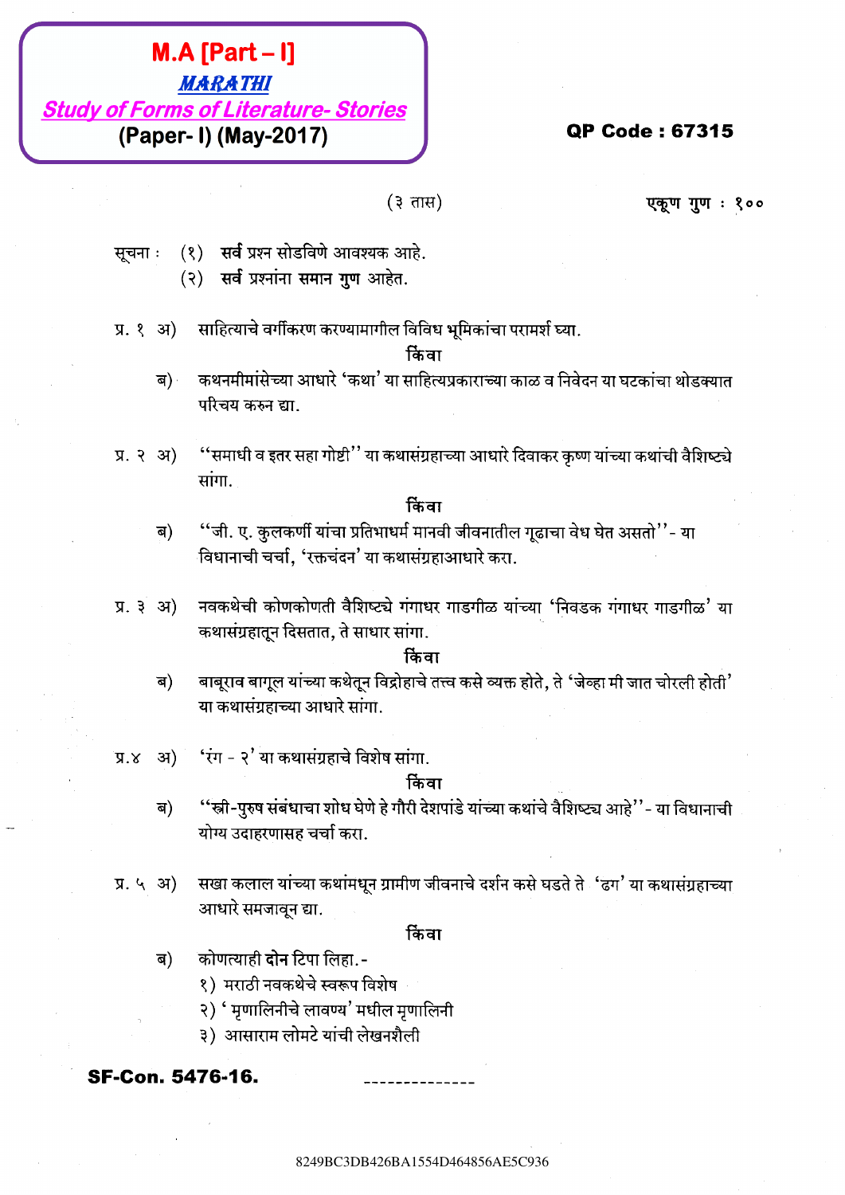**M.A [Part – I]**

***MARATHI***

***Study of Forms of Literature- Stories***

**(Paper- I) (May-2017)**

**QP Code : 67315**

(३ तास) **एकूण गुण : १००**

सूचना : (१) **सर्व** प्रश्न सोडविणे आवश्यक आहे.
(२) **सर्व** प्रश्नांना **समान गुण** आहेत.

प्र. १ अ) साहित्याचे वर्गीकरण करण्यामागील विविध भूमिकांचा परामर्श घ्या.

**किंवा**

ब) कथनमीमांसेच्या आधारे 'कथा' या साहित्यप्रकाराच्या काळ व निवेदन या घटकांचा थोडक्यात परिचय करुन द्या.

प्र. २ अ) "समाधी व इतर सहा गोष्टी" या कथासंग्रहाच्या आधारे दिवाकर कृष्ण यांच्या कथांची वैशिष्ट्ये सांगा.

**किंवा**

ब) "जी. ए. कुलकर्णी यांचा प्रतिभाधर्म मानवी जीवनातील गूढाचा वेध घेत असतो" - या विधानाची चर्चा, 'रक्तचंदन' या कथासंग्रहाआधारे करा.

प्र. ३ अ) नवकथेची कोणकोणती वैशिष्ट्ये गंगाधर गाडगीळ यांच्या 'निवडक गंगाधर गाडगीळ' या कथासंग्रहातून दिसतात, ते साधार सांगा.

**किंवा**

ब) बाबूराव बागूल यांच्या कथेतून विद्रोहाचे तत्त्व कसे व्यक्त होते, ते 'जेव्हा मी जात चोरली होती' या कथासंग्रहाच्या आधारे सांगा.

प्र.४ अ) 'रंग - २' या कथासंग्रहाचे विशेष सांगा.

**किंवा**

ब) "स्त्री-पुरुष संबंधाचा शोध घेणे हे गौरी देशपांडे यांच्या कथांचे वैशिष्ट्य आहे" - या विधानाची योग्य उदाहरणासह चर्चा करा.

प्र. ५ अ) सखा कलाल यांच्या कथांमधून ग्रामीण जीवनाचे दर्शन कसे घडते ते 'ढग' या कथासंग्रहाच्या आधारे समजावून द्या.

**किंवा**

ब) कोणत्याही **दोन** टिपा लिहा.-
१) मराठी नवकथेचे स्वरूप विशेष
२) 'मृणालिनीचे लावण्य' मधील मृणालिनी
३) आसाराम लोमटे यांची लेखनशैली

**SF-Con. 5476-16.**

--------------

8249BC3DB426BA1554D464856AE5C936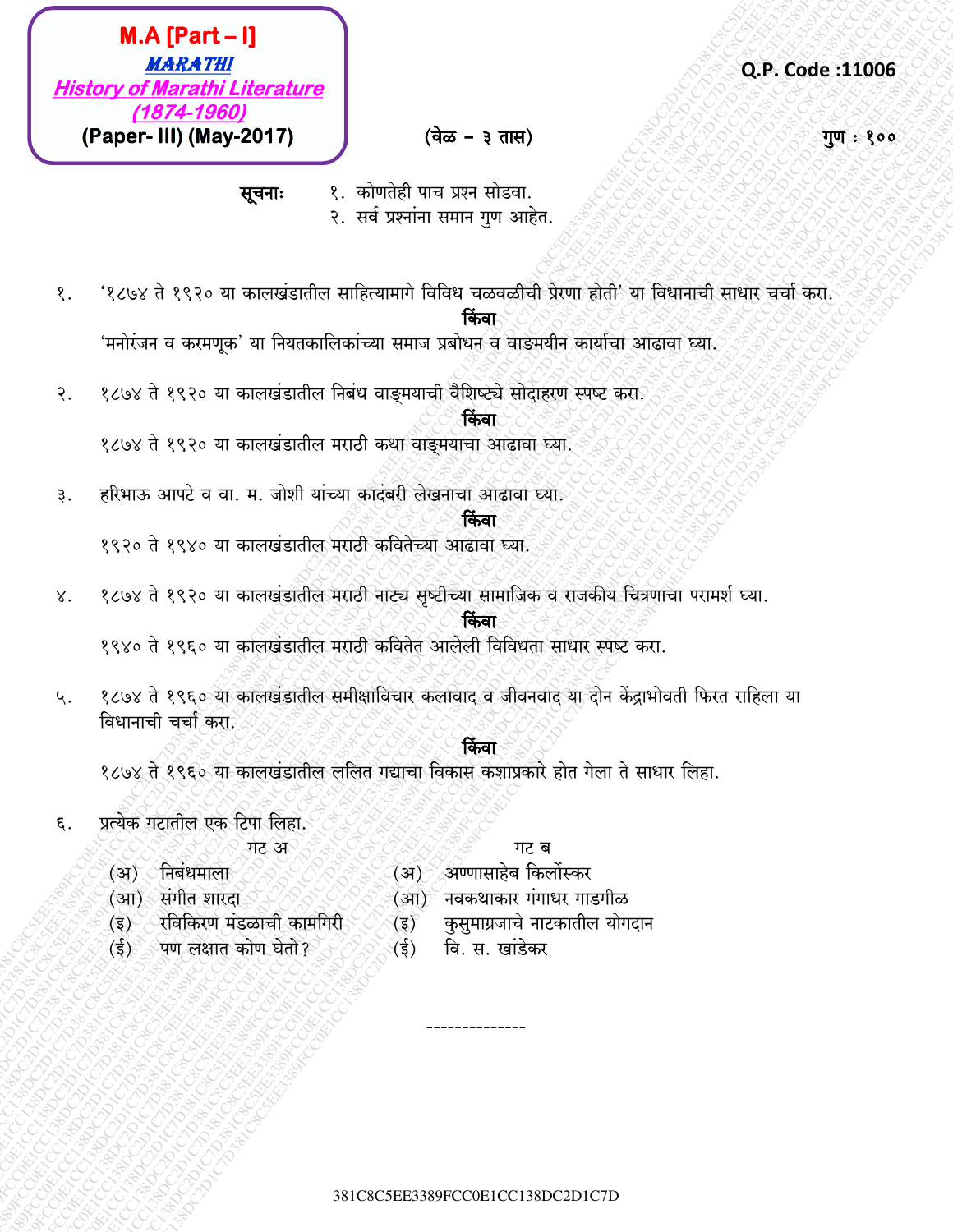**M.A [Part – I]**
***MARATHI***
***History of Marathi Literature (1874-1960)***
**(Paper- III) (May-2017)**

**Q.P. Code :11006**

**(वेळ – ३ तास)** **गुण : १००**

**सूचनाः** १. कोणतेही पाच प्रश्न सोडवा.
२. सर्व प्रश्नांना समान गुण आहेत.

१. '१८७४ ते १९२० या कालखंडातील साहित्यामागे विविध चळवळीची प्रेरणा होती' या विधानाची साधार चर्चा करा.

**किंवा**

'मनोरंजन व करमणूक' या नियतकालिकांच्या समाज प्रबोधन व वाङ्मयीन कार्याचा आढावा घ्या.

२. १८७४ ते १९२० या कालखंडातील निबंध वाङ्मयाची वैशिष्ट्ये सोदाहरण स्पष्ट करा.

**किंवा**

१८७४ ते १९२० या कालखंडातील मराठी कथा वाङ्मयाचा आढावा घ्या.

३. हरिभाऊ आपटे व वा. म. जोशी यांच्या कादंबरी लेखनाचा आढावा घ्या.

**किंवा**

१९२० ते १९४० या कालखंडातील मराठी कवितेच्या आढावा घ्या.

४. १८७४ ते १९२० या कालखंडातील मराठी नाट्य सृष्टीच्या सामाजिक व राजकीय चित्रणाचा परामर्श घ्या.

**किंवा**

१९४० ते १९६० या कालखंडातील मराठी कवितेत आलेली विविधता साधार स्पष्ट करा.

५. १८७४ ते १९६० या कालखंडातील समीक्षाविचार कलावाद व जीवनवाद या दोन केंद्राभोवती फिरत राहिला या विधानाची चर्चा करा.

**किंवा**

१८७४ ते १९६० या कालखंडातील ललित गद्याचा विकास कशाप्रकारे होत गेला ते साधार लिहा.

६. प्रत्येक गटातील एक टिपा लिहा.

गट अ

(अ) निबंधमाला
(आ) संगीत शारदा
(इ) रविकिरण मंडळाची कामगिरी
(ई) पण लक्षात कोण घेतो?

गट ब

(अ) अण्णासाहेब किर्लोस्कर
(आ) नवकथाकार गंगाधर गाडगीळ
(इ) कुसुमाग्रजाचे नाटकातील योगदान
(ई) वि. स. खांडेकर

--------------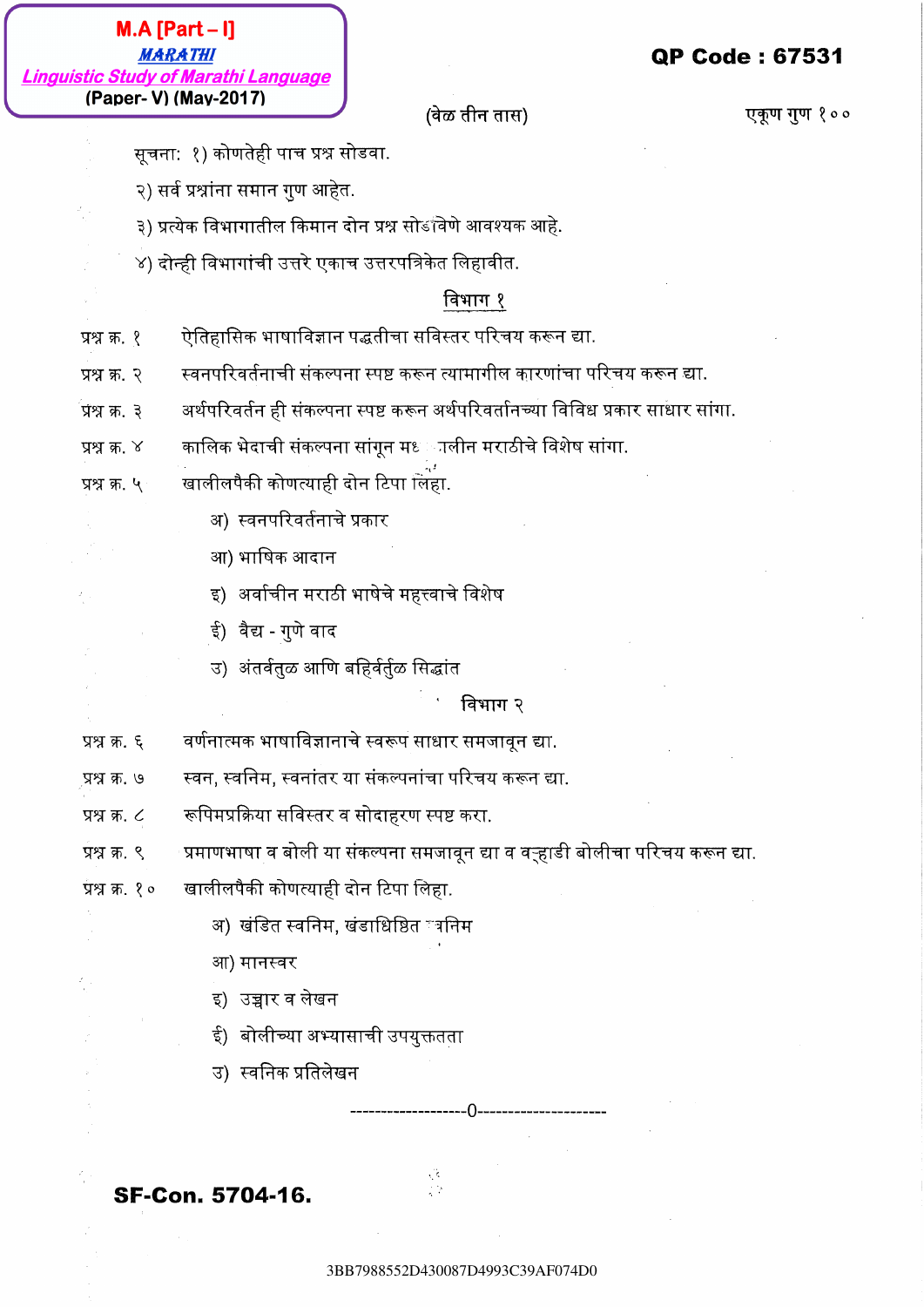M.A [Part – I]

**MARATHI**

**Linguistic Study of Marathi Language**

(Paper- V) (May-2017)

**QP Code : 67531**

(वेळ तीन तास) एकूण गुण १००

सूचना: १) कोणतेही पाच प्रश्न सोडवा.

२) सर्व प्रश्नांना समान गुण आहेत.

३) प्रत्येक विभागातील किमान दोन प्रश्न सोडविणे आवश्यक आहे.

४) दोन्ही विभागांची उत्तरे एकाच उत्तरपत्रिकेत लिहावीत.

## विभाग १

प्रश्न क्र. १ ऐतिहासिक भाषाविज्ञान पद्धतीचा सविस्तर परिचय करून द्या.

प्रश्न क्र. २ स्वनपरिवर्तनाची संकल्पना स्पष्ट करून त्यामागील कारणांचा परिचय करून द्या.

प्रश्न क्र. ३ अर्थपरिवर्तन ही संकल्पना स्पष्ट करून अर्थपरिवर्तनाच्या विविध प्रकार साधार सांगा.

प्रश्न क्र. ४ कालिक भेदाची संकल्पना सांगून मध्यकालीन मराठीचे विशेष सांगा.

प्रश्न क्र. ५ खालीलपैकी कोणत्याही दोन टिपा लिहा.

अ) स्वनपरिवर्तनाचे प्रकार

आ) भाषिक आदान

इ) अर्वाचीन मराठी भाषेचे महत्त्वाचे विशेष

ई) वैद्य - गुणे वाद

उ) अंतर्वतुळ आणि बहिर्वर्तुळ सिद्धांत

## विभाग २

प्रश्न क्र. ६ वर्णनात्मक भाषाविज्ञानाचे स्वरूप साधार समजावून द्या.

प्रश्न क्र. ७ स्वन, स्वनिम, स्वनांतर या संकल्पनांचा परिचय करून द्या.

प्रश्न क्र. ८ रूपिमप्रक्रिया सविस्तर व सोदाहरण स्पष्ट करा.

प्रश्न क्र. ९ प्रमाणभाषा व बोली या संकल्पना समजावून द्या व वऱ्हाडी बोलीचा परिचय करून द्या.

प्रश्न क्र. १० खालीलपैकी कोणत्याही दोन टिपा लिहा.

अ) खंडित स्वनिम, खंडाधिष्ठित स्वनिम

आ) मानस्वर

इ) उच्चार व लेखन

ई) बोलीच्या अभ्यासाची उपयुक्तता

उ) स्वनिक प्रतिलेखन

-------------------0---------------------

SF-Con. 5704-16.

3BB7988552D430087D4993C39AF074D0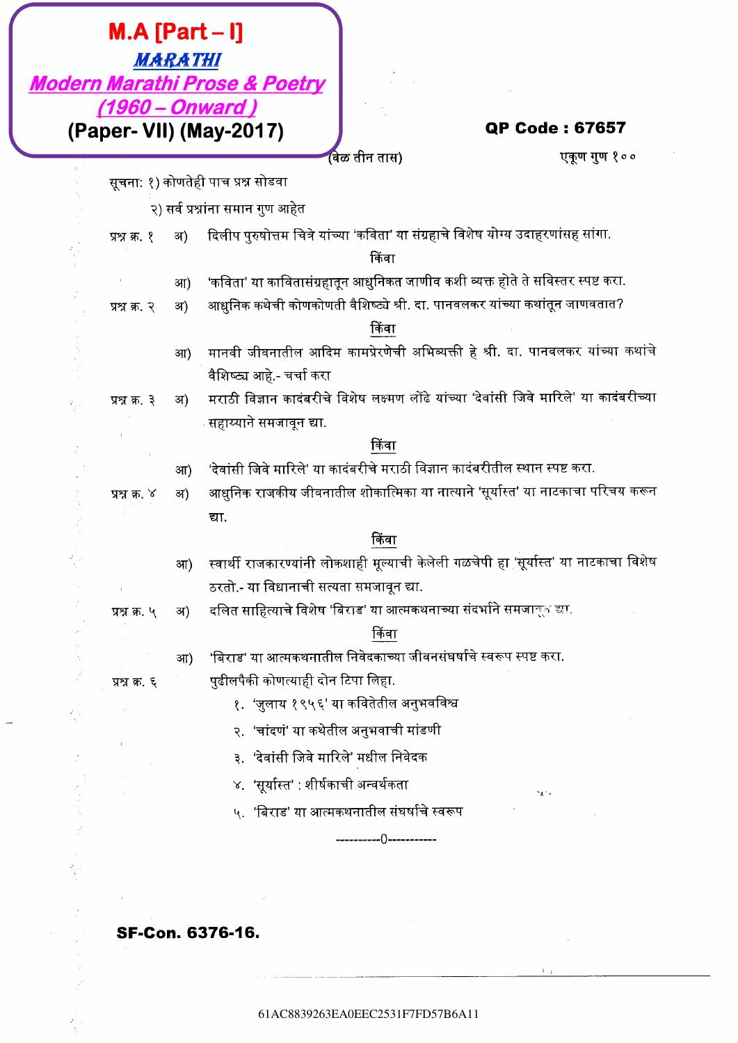# M.A [Part – I]

## MARATHI

## Modern Marathi Prose & Poetry (1960 – Onward )

### (Paper- VII) (May-2017)

**QP Code : 67657**

(वेळ तीन तास) एकूण गुण १००

सूचना: १) कोणतेही पाच प्रश्न सोडवा

२) सर्व प्रश्नांना समान गुण आहेत

प्रश्न क्र. १ अ) दिलीप पुरुषोत्तम चित्रे यांच्या 'कविता' या संग्रहाचे विशेष योग्य उदाहरणांसह सांगा.

किंवा

आ) 'कविता' या कवितासंग्रहातून आधुनिकत जाणीव कशी व्यक्त होते ते सविस्तर स्पष्ट करा.

प्रश्न क्र. २ अ) आधुनिक कथेची कोणकोणती वैशिष्ट्ये श्री. दा. पानवलकर यांच्या कथांतून जाणवतात?

किंवा

आ) मानवी जीवनातील आदिम कामप्रेरणेची अभिव्यक्ती हे श्री. दा. पानवलकर यांच्या कथांचे वैशिष्ट्य आहे.- चर्चा करा

प्रश्न क्र. ३ अ) मराठी विज्ञान कादंबरीचे विशेष लक्ष्मण लोंढे यांच्या 'देवांसी जिवे मारिले' या कादंबरीच्या सहाय्याने समजावून द्या.

किंवा

आ) 'देवांसी जिवे मारिले' या कादंबरीचे मराठी विज्ञान कादंबरीतील स्थान स्पष्ट करा.

प्रश्न क्र. ४ अ) आधुनिक राजकीय जीवनातील शोकात्मिका या नात्याने 'सूर्यास्त' या नाटकाचा परिचय करून द्या.

किंवा

आ) स्वार्थी राजकारण्यांनी लोकशाही मूल्याची केलेली गळचेपी हा 'सूर्यास्त' या नाटकाचा विशेष ठरतो.- या विधानाची सत्यता समजावून द्या.

प्रश्न क्र. ५ अ) दलित साहित्याचे विशेष 'बिराड' या आत्मकथनाच्या संदर्भाने समजावून द्या.

किंवा

आ) 'बिराड' या आत्मकथनातील निवेदकाच्या जीवनसंघर्षाचे स्वरूप स्पष्ट करा.

प्रश्न क्र. ६ पुढीलपैकी कोणत्याही दोन टिपा लिहा.

१. 'जुलाय १९५६' या कवितेतील अनुभवविश्व

२. 'चांदणं' या कथेतील अनुभवाची मांडणी

३. 'देवांसी जिवे मारिले' मधील निवेदक

४. 'सूर्यास्त' : शीर्षकाची अन्वर्थकता

५. 'बिराड' या आत्मकथनातील संघर्षाचे स्वरूप

----------0-----------

**SF-Con. 6376-16.**

61AC8839263EA0EEC2531F7FD57B6A11